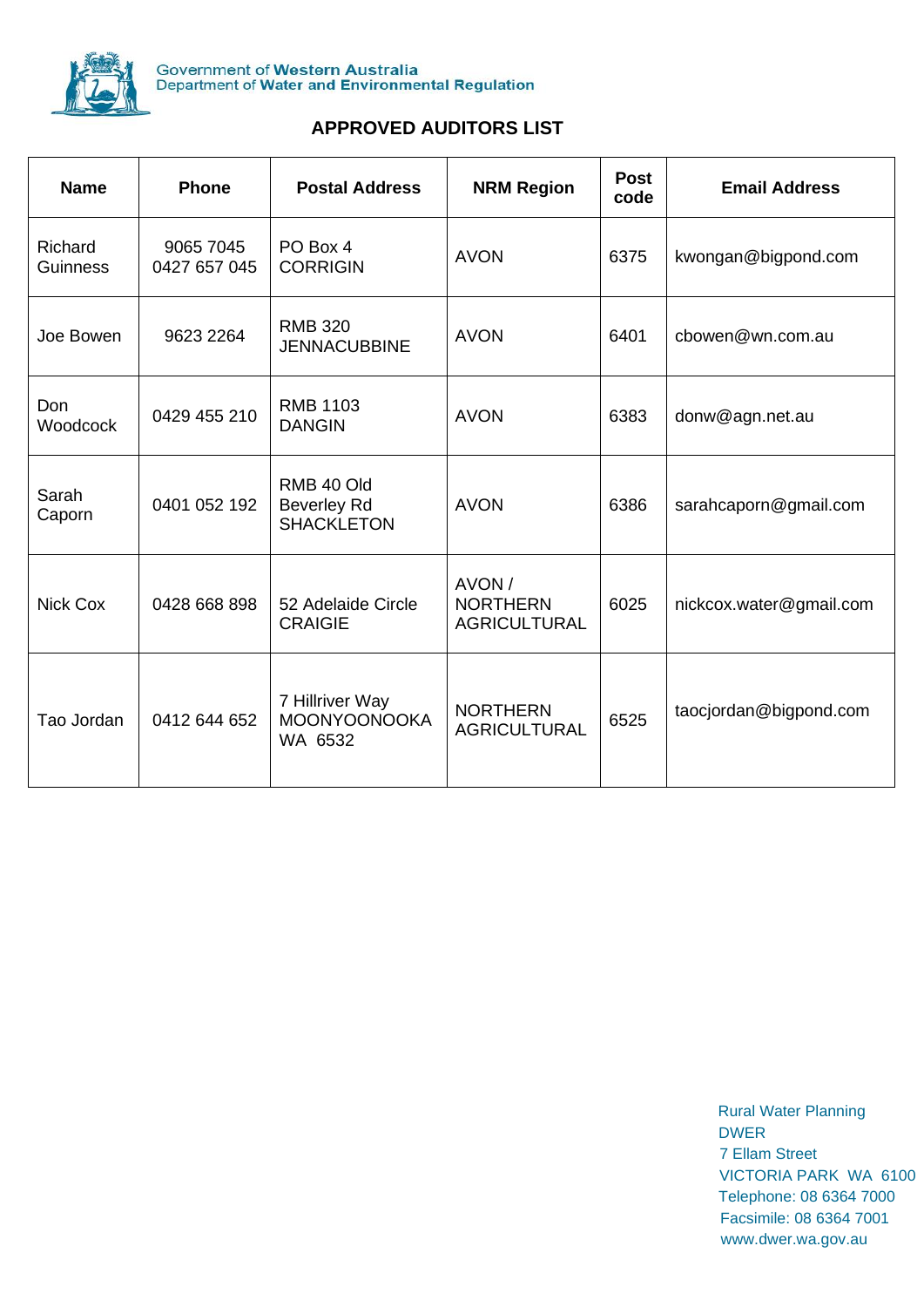Government of Western Australia
Department of Water and Environmental Regulation

# APPROVED AUDITORS LIST

| Name | Phone | Postal Address | NRM Region | Post code | Email Address |
|---|---|---|---|---|---|
| Richard Guinness | 9065 7045<br>0427 657 045 | PO Box 4<br>CORRIGIN | AVON | 6375 | kwongan@bigpond.com |
| Joe Bowen | 9623 2264 | RMB 320<br>JENNACUBBINE | AVON | 6401 | cbowen@wn.com.au |
| Don Woodcock | 0429 455 210 | RMB 1103<br>DANGIN | AVON | 6383 | donw@agn.net.au |
| Sarah Caporn | 0401 052 192 | RMB 40 Old Beverley Rd<br>SHACKLETON | AVON | 6386 | sarahcaporn@gmail.com |
| Nick Cox | 0428 668 898 | 52 Adelaide Circle<br>CRAIGIE | AVON / NORTHERN AGRICULTURAL | 6025 | nickcox.water@gmail.com |
| Tao Jordan | 0412 644 652 | 7 Hillriver Way<br>MOONYOONOOKA WA 6532 | NORTHERN AGRICULTURAL | 6525 | taocjordan@bigpond.com |

Rural Water Planning
DWER
7 Ellam Street
VICTORIA PARK WA 6100
Telephone: 08 6364 7000
Facsimile: 08 6364 7001
www.dwer.wa.gov.au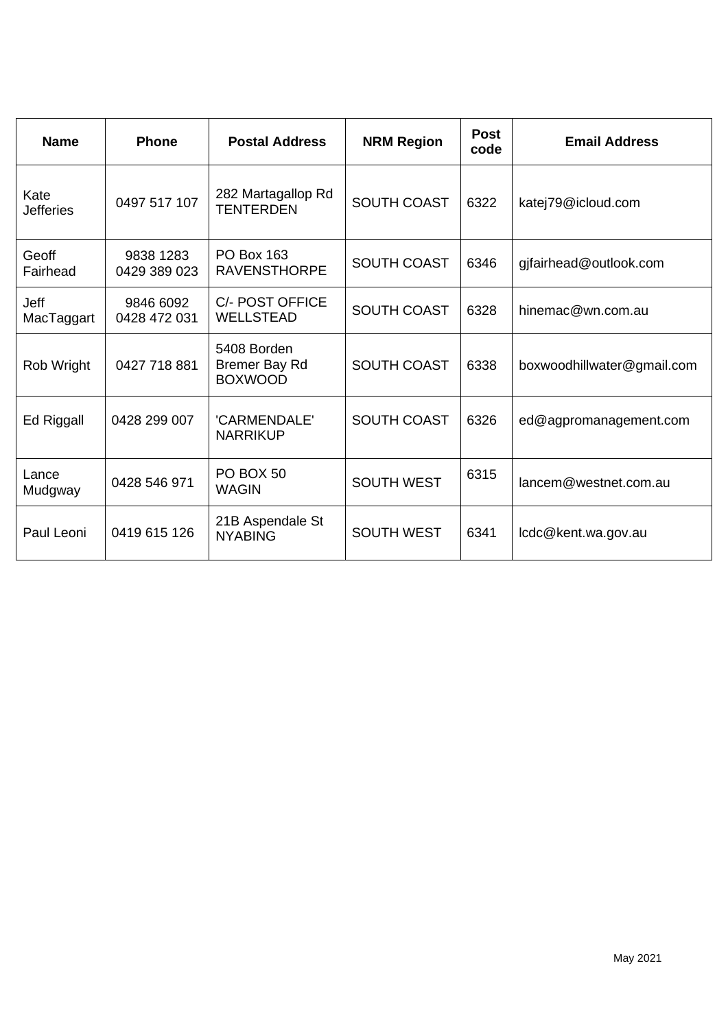| Name | Phone | Postal Address | NRM Region | Post code | Email Address |
|---|---|---|---|---|---|
| Kate Jefferies | 0497 517 107 | 282 Martagallop Rd TENTERDEN | SOUTH COAST | 6322 | katej79@icloud.com |
| Geoff Fairhead | 9838 1283 0429 389 023 | PO Box 163 RAVENSTHORPE | SOUTH COAST | 6346 | gjfairhead@outlook.com |
| Jeff MacTaggart | 9846 6092 0428 472 031 | C/- POST OFFICE WELLSTEAD | SOUTH COAST | 6328 | hinemac@wn.com.au |
| Rob Wright | 0427 718 881 | 5408 Borden Bremer Bay Rd BOXWOOD | SOUTH COAST | 6338 | boxwoodhillwater@gmail.com |
| Ed Riggall | 0428 299 007 | 'CARMENDALE' NARRIKUP | SOUTH COAST | 6326 | ed@agpromanagement.com |
| Lance Mudgway | 0428 546 971 | PO BOX 50 WAGIN | SOUTH WEST | 6315 | lancem@westnet.com.au |
| Paul Leoni | 0419 615 126 | 21B Aspendale St NYABING | SOUTH WEST | 6341 | lcdc@kent.wa.gov.au |

May 2021